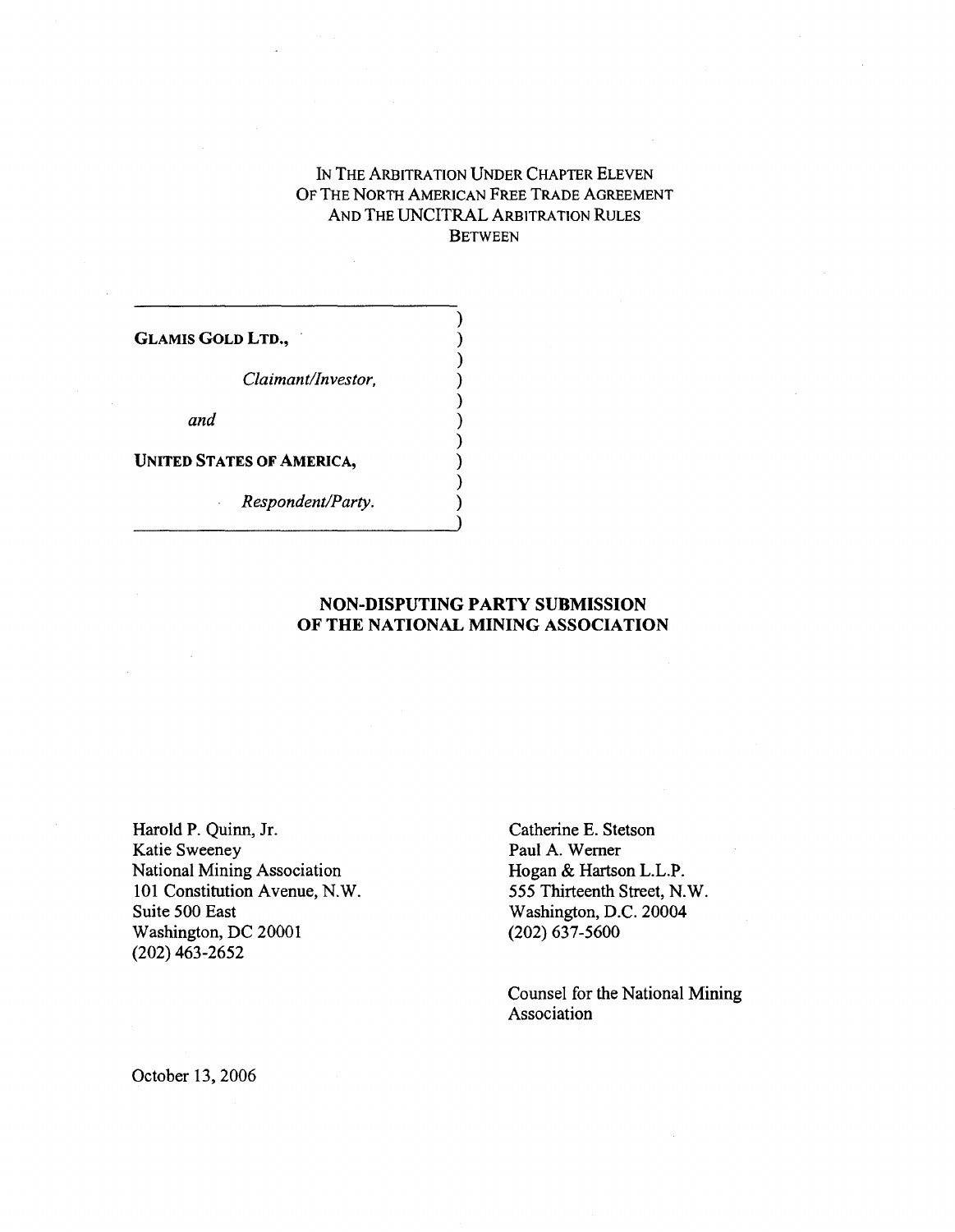IN THE ARBITRATION UNDER CHAPTER ELEVEN
OF THE NORTH AMERICAN FREE TRADE AGREEMENT
AND THE UNCITRAL ARBITRATION RULES
BETWEEN

**GLAMIS GOLD LTD.,**

*Claimant/Investor,*

*and*

**UNITED STATES OF AMERICA,**

*Respondent/Party.*

**NON-DISPUTING PARTY SUBMISSION
OF THE NATIONAL MINING ASSOCIATION**

Harold P. Quinn, Jr.
Katie Sweeney
National Mining Association
101 Constitution Avenue, N.W.
Suite 500 East
Washington, DC 20001
(202) 463-2652

Catherine E. Stetson
Paul A. Werner
Hogan & Hartson L.L.P.
555 Thirteenth Street, N.W.
Washington, D.C. 20004
(202) 637-5600

Counsel for the National Mining Association

October 13, 2006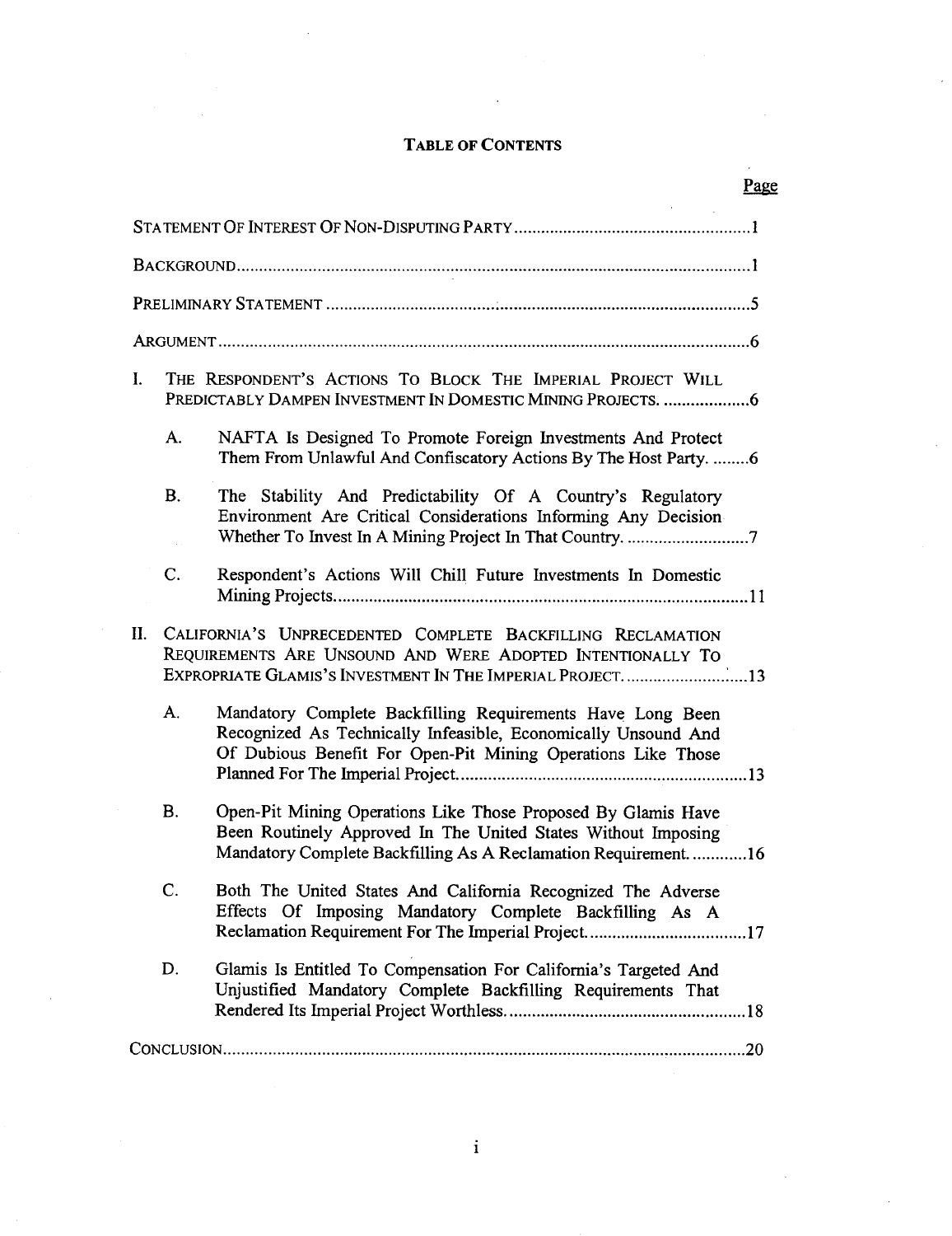# TABLE OF CONTENTS

| | Page |
|---|---|
| STATEMENT OF INTEREST OF NON-DISPUTING PARTY | 1 |
| BACKGROUND | 1 |
| PRELIMINARY STATEMENT | 5 |
| ARGUMENT | 6 |
| I. THE RESPONDENT'S ACTIONS TO BLOCK THE IMPERIAL PROJECT WILL PREDICTABLY DAMPEN INVESTMENT IN DOMESTIC MINING PROJECTS. | 6 |
| A. NAFTA Is Designed To Promote Foreign Investments And Protect Them From Unlawful And Confiscatory Actions By The Host Party. | 6 |
| B. The Stability And Predictability Of A Country's Regulatory Environment Are Critical Considerations Informing Any Decision Whether To Invest In A Mining Project In That Country. | 7 |
| C. Respondent's Actions Will Chill Future Investments In Domestic Mining Projects. | 11 |
| II. CALIFORNIA'S UNPRECEDENTED COMPLETE BACKFILLING RECLAMATION REQUIREMENTS ARE UNSOUND AND WERE ADOPTED INTENTIONALLY TO EXPROPRIATE GLAMIS'S INVESTMENT IN THE IMPERIAL PROJECT. | 13 |
| A. Mandatory Complete Backfilling Requirements Have Long Been Recognized As Technically Infeasible, Economically Unsound And Of Dubious Benefit For Open-Pit Mining Operations Like Those Planned For The Imperial Project. | 13 |
| B. Open-Pit Mining Operations Like Those Proposed By Glamis Have Been Routinely Approved In The United States Without Imposing Mandatory Complete Backfilling As A Reclamation Requirement. | 16 |
| C. Both The United States And California Recognized The Adverse Effects Of Imposing Mandatory Complete Backfilling As A Reclamation Requirement For The Imperial Project. | 17 |
| D. Glamis Is Entitled To Compensation For California's Targeted And Unjustified Mandatory Complete Backfilling Requirements That Rendered Its Imperial Project Worthless. | 18 |
| CONCLUSION | 20 |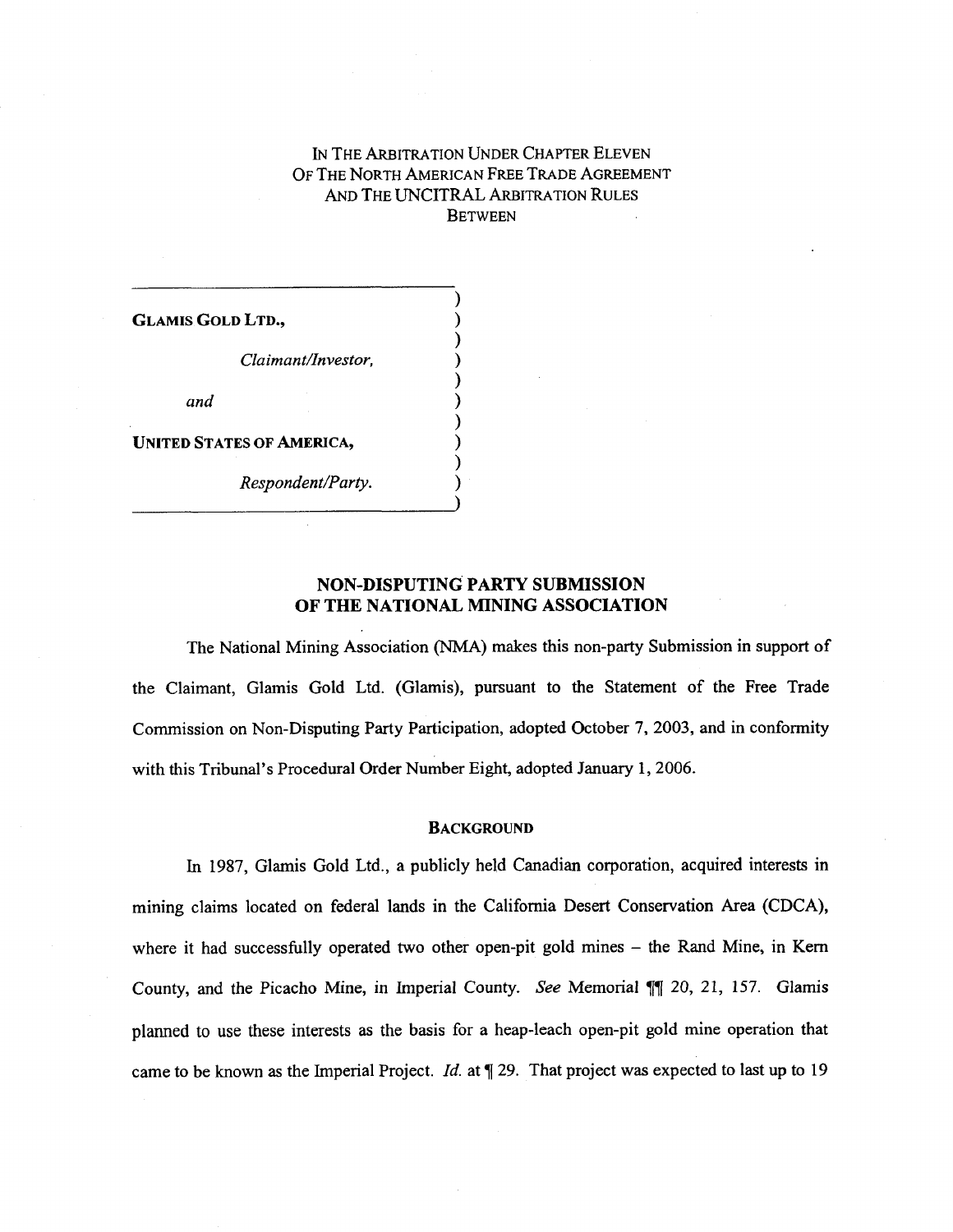IN THE ARBITRATION UNDER CHAPTER ELEVEN
OF THE NORTH AMERICAN FREE TRADE AGREEMENT
AND THE UNCITRAL ARBITRATION RULES
BETWEEN

**GLAMIS GOLD LTD.,**

*Claimant/Investor,*

*and*

**UNITED STATES OF AMERICA,**

*Respondent/Party.*

## NON-DISPUTING PARTY SUBMISSION OF THE NATIONAL MINING ASSOCIATION

The National Mining Association (NMA) makes this non-party Submission in support of the Claimant, Glamis Gold Ltd. (Glamis), pursuant to the Statement of the Free Trade Commission on Non-Disputing Party Participation, adopted October 7, 2003, and in conformity with this Tribunal's Procedural Order Number Eight, adopted January 1, 2006.

### BACKGROUND

In 1987, Glamis Gold Ltd., a publicly held Canadian corporation, acquired interests in mining claims located on federal lands in the California Desert Conservation Area (CDCA), where it had successfully operated two other open-pit gold mines – the Rand Mine, in Kern County, and the Picacho Mine, in Imperial County. *See* Memorial ¶¶ 20, 21, 157. Glamis planned to use these interests as the basis for a heap-leach open-pit gold mine operation that came to be known as the Imperial Project. *Id.* at ¶ 29. That project was expected to last up to 19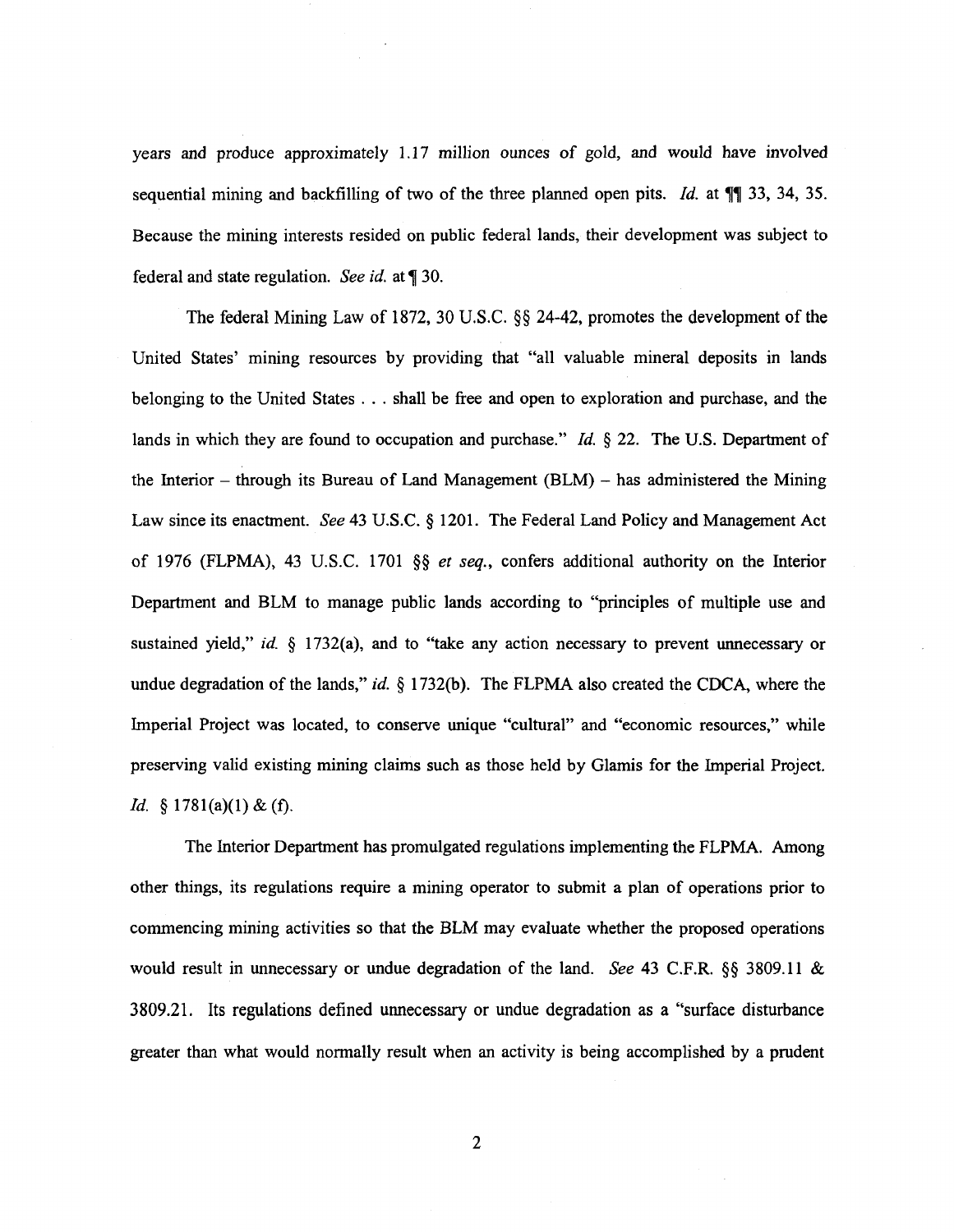years and produce approximately 1.17 million ounces of gold, and would have involved sequential mining and backfilling of two of the three planned open pits. *Id.* at ¶¶ 33, 34, 35. Because the mining interests resided on public federal lands, their development was subject to federal and state regulation. *See id.* at ¶ 30.

The federal Mining Law of 1872, 30 U.S.C. §§ 24-42, promotes the development of the United States' mining resources by providing that "all valuable mineral deposits in lands belonging to the United States . . . shall be free and open to exploration and purchase, and the lands in which they are found to occupation and purchase." *Id.* § 22. The U.S. Department of the Interior – through its Bureau of Land Management (BLM) – has administered the Mining Law since its enactment. *See* 43 U.S.C. § 1201. The Federal Land Policy and Management Act of 1976 (FLPMA), 43 U.S.C. 1701 §§ *et seq.*, confers additional authority on the Interior Department and BLM to manage public lands according to "principles of multiple use and sustained yield," *id.* § 1732(a), and to "take any action necessary to prevent unnecessary or undue degradation of the lands," *id.* § 1732(b). The FLPMA also created the CDCA, where the Imperial Project was located, to conserve unique "cultural" and "economic resources," while preserving valid existing mining claims such as those held by Glamis for the Imperial Project. *Id.* § 1781(a)(1) & (f).

The Interior Department has promulgated regulations implementing the FLPMA. Among other things, its regulations require a mining operator to submit a plan of operations prior to commencing mining activities so that the BLM may evaluate whether the proposed operations would result in unnecessary or undue degradation of the land. *See* 43 C.F.R. §§ 3809.11 & 3809.21. Its regulations defined unnecessary or undue degradation as a "surface disturbance greater than what would normally result when an activity is being accomplished by a prudent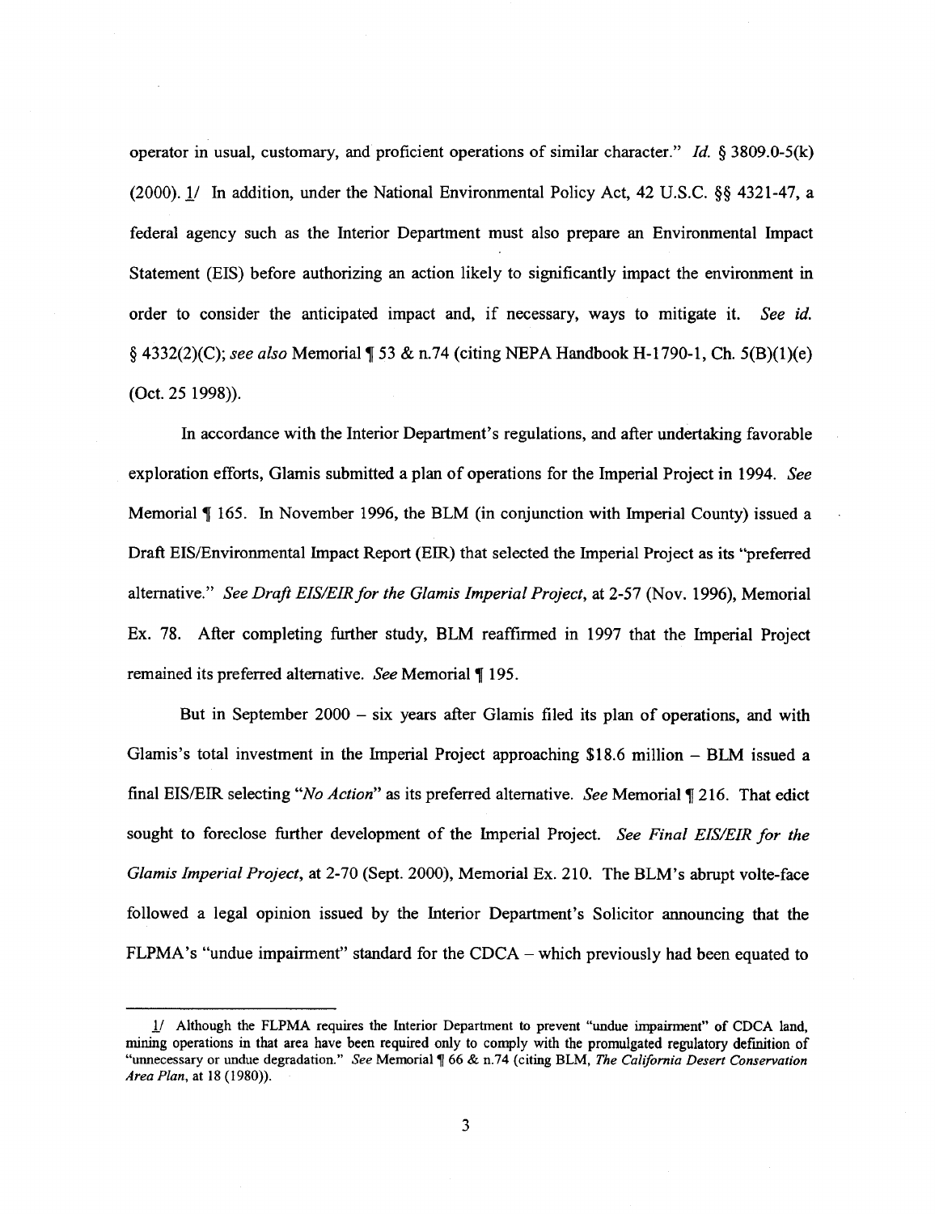operator in usual, customary, and proficient operations of similar character." *Id.* § 3809.0-5(k) (2000). 1/ In addition, under the National Environmental Policy Act, 42 U.S.C. §§ 4321-47, a federal agency such as the Interior Department must also prepare an Environmental Impact Statement (EIS) before authorizing an action likely to significantly impact the environment in order to consider the anticipated impact and, if necessary, ways to mitigate it. *See id.* § 4332(2)(C); *see also* Memorial ¶ 53 & n.74 (citing NEPA Handbook H-1790-1, Ch. 5(B)(1)(e) (Oct. 25 1998)).

In accordance with the Interior Department's regulations, and after undertaking favorable exploration efforts, Glamis submitted a plan of operations for the Imperial Project in 1994. *See* Memorial ¶ 165. In November 1996, the BLM (in conjunction with Imperial County) issued a Draft EIS/Environmental Impact Report (EIR) that selected the Imperial Project as its "preferred alternative." *See Draft EIS/EIR for the Glamis Imperial Project*, at 2-57 (Nov. 1996), Memorial Ex. 78. After completing further study, BLM reaffirmed in 1997 that the Imperial Project remained its preferred alternative. *See* Memorial ¶ 195.

But in September 2000 – six years after Glamis filed its plan of operations, and with Glamis's total investment in the Imperial Project approaching $18.6 million – BLM issued a final EIS/EIR selecting "*No Action*" as its preferred alternative. *See* Memorial ¶ 216. That edict sought to foreclose further development of the Imperial Project. *See Final EIS/EIR for the Glamis Imperial Project*, at 2-70 (Sept. 2000), Memorial Ex. 210. The BLM's abrupt volte-face followed a legal opinion issued by the Interior Department's Solicitor announcing that the FLPMA's "undue impairment" standard for the CDCA – which previously had been equated to

---

1/ Although the FLPMA requires the Interior Department to prevent "undue impairment" of CDCA land, mining operations in that area have been required only to comply with the promulgated regulatory definition of "unnecessary or undue degradation." *See* Memorial ¶ 66 & n.74 (citing BLM, *The California Desert Conservation Area Plan*, at 18 (1980)).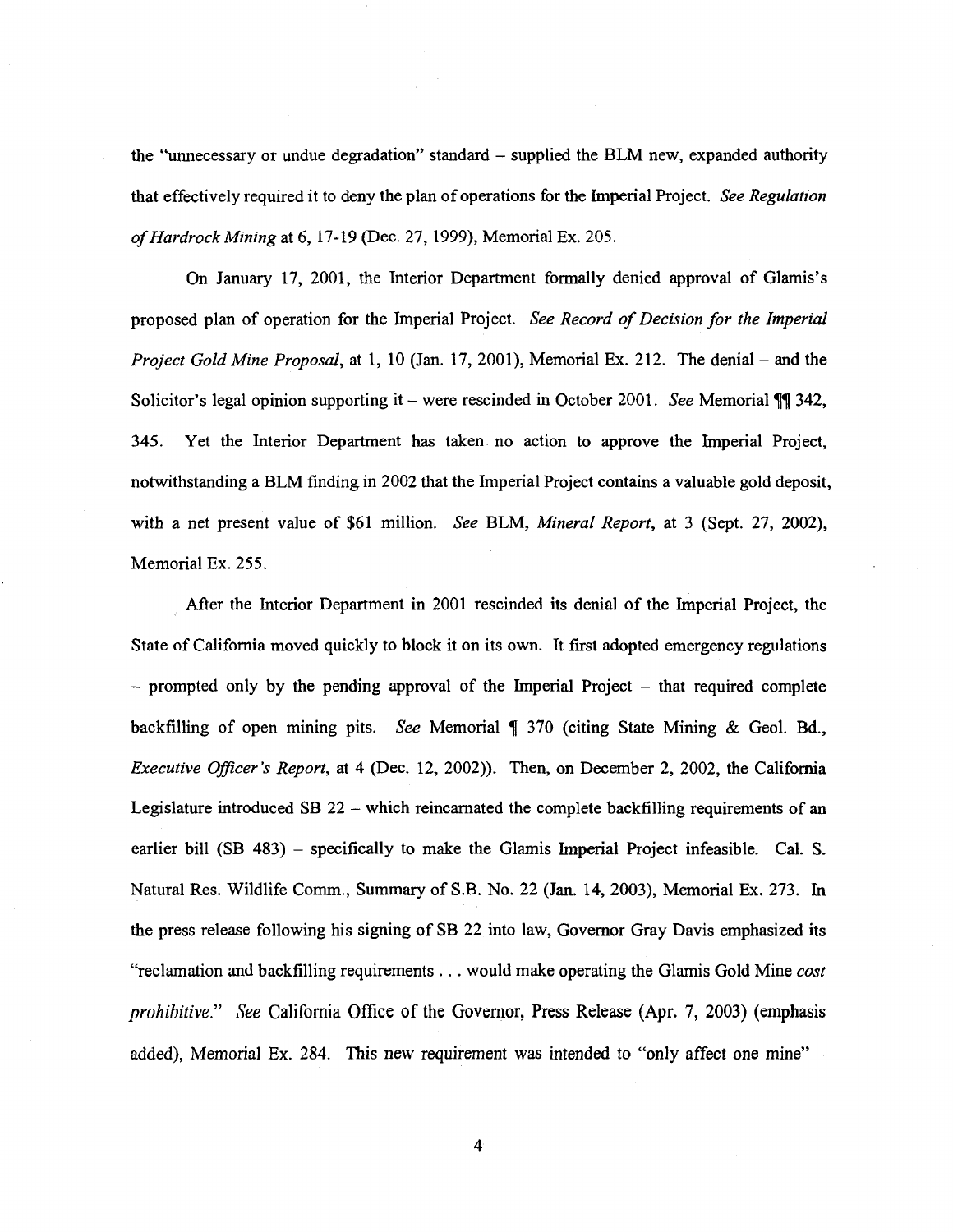the "unnecessary or undue degradation" standard – supplied the BLM new, expanded authority that effectively required it to deny the plan of operations for the Imperial Project. *See Regulation of Hardrock Mining* at 6, 17-19 (Dec. 27, 1999), Memorial Ex. 205.

On January 17, 2001, the Interior Department formally denied approval of Glamis's proposed plan of operation for the Imperial Project. *See Record of Decision for the Imperial Project Gold Mine Proposal*, at 1, 10 (Jan. 17, 2001), Memorial Ex. 212. The denial – and the Solicitor's legal opinion supporting it – were rescinded in October 2001. *See* Memorial ¶¶ 342, 345. Yet the Interior Department has taken no action to approve the Imperial Project, notwithstanding a BLM finding in 2002 that the Imperial Project contains a valuable gold deposit, with a net present value of $61 million. *See* BLM, *Mineral Report*, at 3 (Sept. 27, 2002), Memorial Ex. 255.

After the Interior Department in 2001 rescinded its denial of the Imperial Project, the State of California moved quickly to block it on its own. It first adopted emergency regulations – prompted only by the pending approval of the Imperial Project – that required complete backfilling of open mining pits. *See* Memorial ¶ 370 (citing State Mining & Geol. Bd., *Executive Officer's Report*, at 4 (Dec. 12, 2002)). Then, on December 2, 2002, the California Legislature introduced SB 22 – which reincarnated the complete backfilling requirements of an earlier bill (SB 483) – specifically to make the Glamis Imperial Project infeasible. Cal. S. Natural Res. Wildlife Comm., Summary of S.B. No. 22 (Jan. 14, 2003), Memorial Ex. 273. In the press release following his signing of SB 22 into law, Governor Gray Davis emphasized its "reclamation and backfilling requirements . . . would make operating the Glamis Gold Mine *cost prohibitive*." *See* California Office of the Governor, Press Release (Apr. 7, 2003) (emphasis added), Memorial Ex. 284. This new requirement was intended to "only affect one mine" –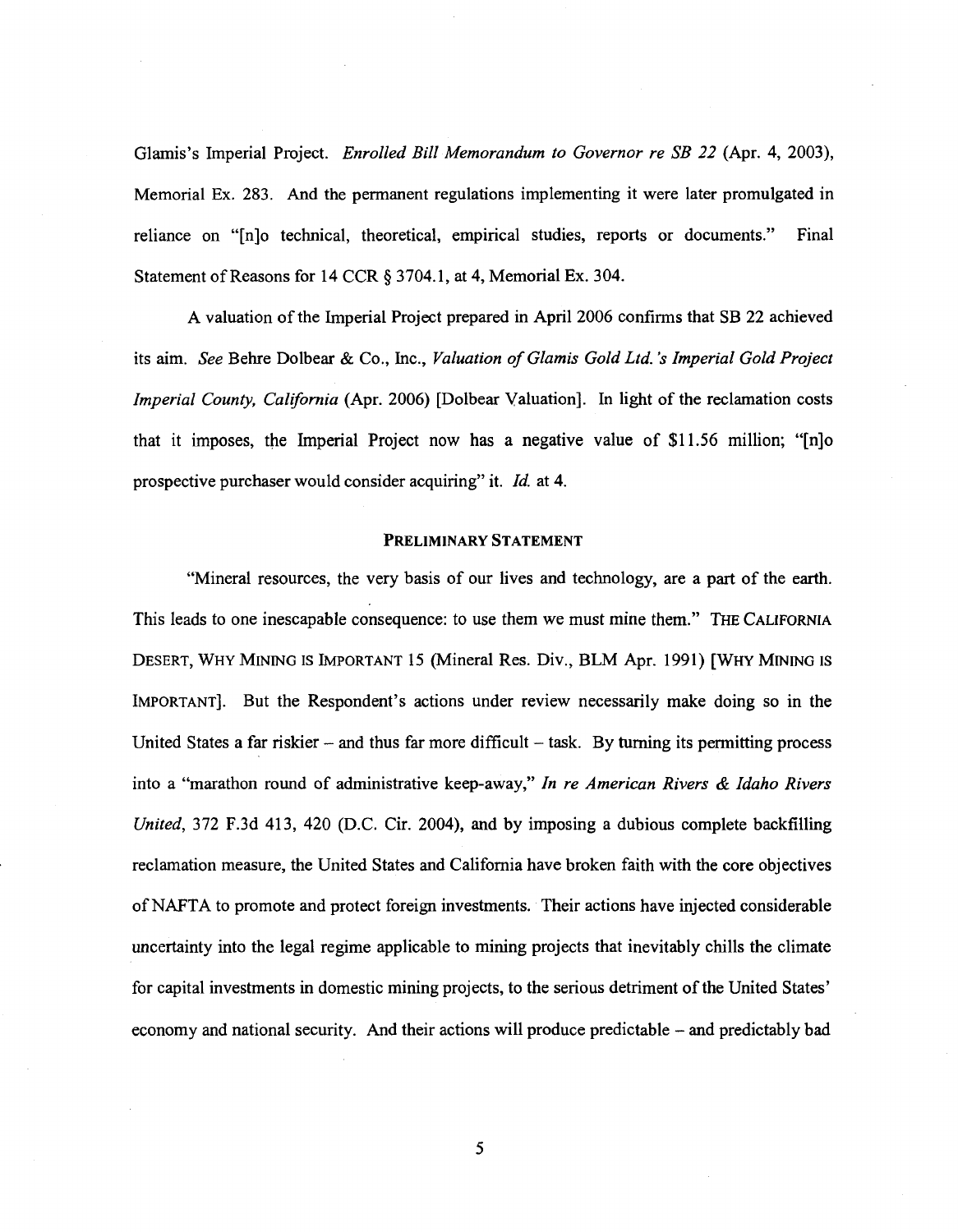Glamis's Imperial Project. *Enrolled Bill Memorandum to Governor re SB 22* (Apr. 4, 2003), Memorial Ex. 283. And the permanent regulations implementing it were later promulgated in reliance on "[n]o technical, theoretical, empirical studies, reports or documents." Final Statement of Reasons for 14 CCR § 3704.1, at 4, Memorial Ex. 304.

A valuation of the Imperial Project prepared in April 2006 confirms that SB 22 achieved its aim. *See* Behre Dolbear & Co., Inc., *Valuation of Glamis Gold Ltd.'s Imperial Gold Project Imperial County, California* (Apr. 2006) [Dolbear Valuation]. In light of the reclamation costs that it imposes, the Imperial Project now has a negative value of $11.56 million; "[n]o prospective purchaser would consider acquiring" it. *Id.* at 4.

## PRELIMINARY STATEMENT

"Mineral resources, the very basis of our lives and technology, are a part of the earth. This leads to one inescapable consequence: to use them we must mine them." THE CALIFORNIA DESERT, WHY MINING IS IMPORTANT 15 (Mineral Res. Div., BLM Apr. 1991) [WHY MINING IS IMPORTANT]. But the Respondent's actions under review necessarily make doing so in the United States a far riskier – and thus far more difficult – task. By turning its permitting process into a "marathon round of administrative keep-away," *In re American Rivers & Idaho Rivers United*, 372 F.3d 413, 420 (D.C. Cir. 2004), and by imposing a dubious complete backfilling reclamation measure, the United States and California have broken faith with the core objectives of NAFTA to promote and protect foreign investments. Their actions have injected considerable uncertainty into the legal regime applicable to mining projects that inevitably chills the climate for capital investments in domestic mining projects, to the serious detriment of the United States' economy and national security. And their actions will produce predictable – and predictably bad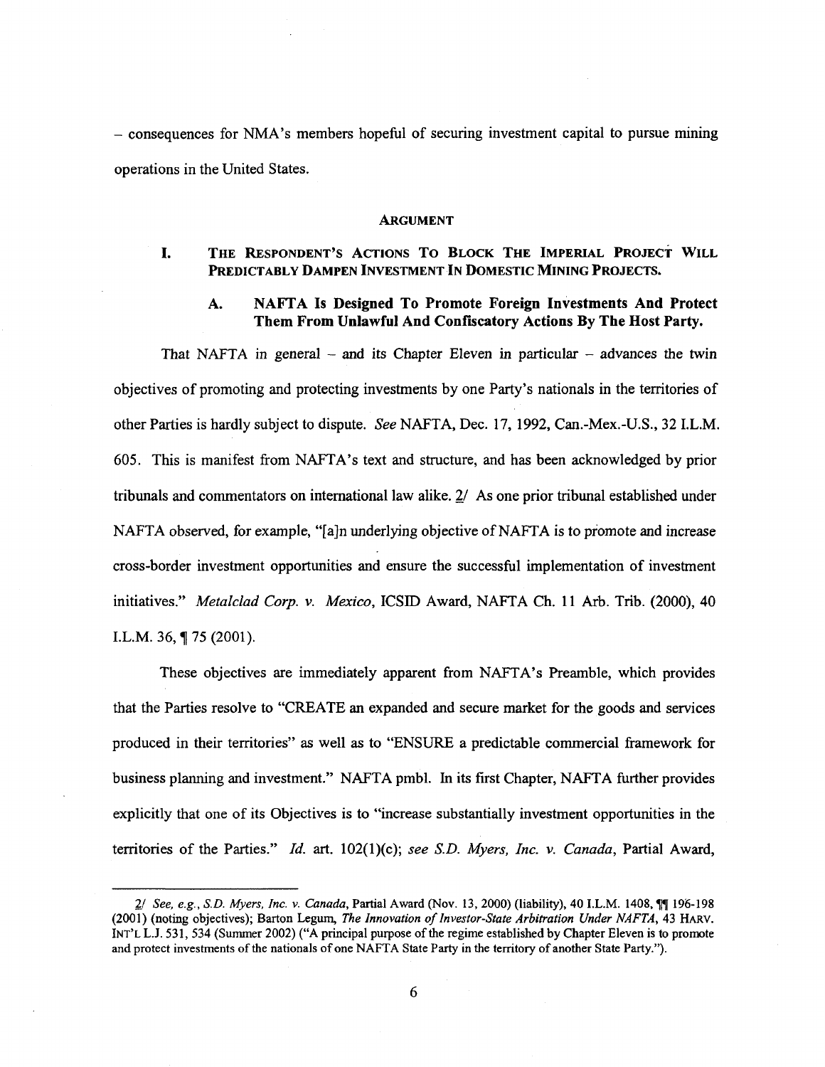– consequences for NMA's members hopeful of securing investment capital to pursue mining operations in the United States.

## ARGUMENT

### I. THE RESPONDENT'S ACTIONS TO BLOCK THE IMPERIAL PROJECT WILL PREDICTABLY DAMPEN INVESTMENT IN DOMESTIC MINING PROJECTS.

#### A. NAFTA Is Designed To Promote Foreign Investments And Protect Them From Unlawful And Confiscatory Actions By The Host Party.

That NAFTA in general – and its Chapter Eleven in particular – advances the twin objectives of promoting and protecting investments by one Party's nationals in the territories of other Parties is hardly subject to dispute. *See* NAFTA, Dec. 17, 1992, Can.-Mex.-U.S., 32 I.L.M. 605. This is manifest from NAFTA's text and structure, and has been acknowledged by prior tribunals and commentators on international law alike. 2/ As one prior tribunal established under NAFTA observed, for example, "[a]n underlying objective of NAFTA is to promote and increase cross-border investment opportunities and ensure the successful implementation of investment initiatives." *Metalclad Corp. v. Mexico*, ICSID Award, NAFTA Ch. 11 Arb. Trib. (2000), 40 I.L.M. 36, ¶ 75 (2001).

These objectives are immediately apparent from NAFTA's Preamble, which provides that the Parties resolve to "CREATE an expanded and secure market for the goods and services produced in their territories" as well as to "ENSURE a predictable commercial framework for business planning and investment." NAFTA pmbl. In its first Chapter, NAFTA further provides explicitly that one of its Objectives is to "increase substantially investment opportunities in the territories of the Parties." *Id.* art. 102(1)(c); *see S.D. Myers, Inc. v. Canada*, Partial Award,

---

2/ *See, e.g.*, *S.D. Myers, Inc. v. Canada*, Partial Award (Nov. 13, 2000) (liability), 40 I.L.M. 1408, ¶¶ 196-198 (2001) (noting objectives); Barton Legum, *The Innovation of Investor-State Arbitration Under NAFTA*, 43 HARV. INT'L L.J. 531, 534 (Summer 2002) ("A principal purpose of the regime established by Chapter Eleven is to promote and protect investments of the nationals of one NAFTA State Party in the territory of another State Party.").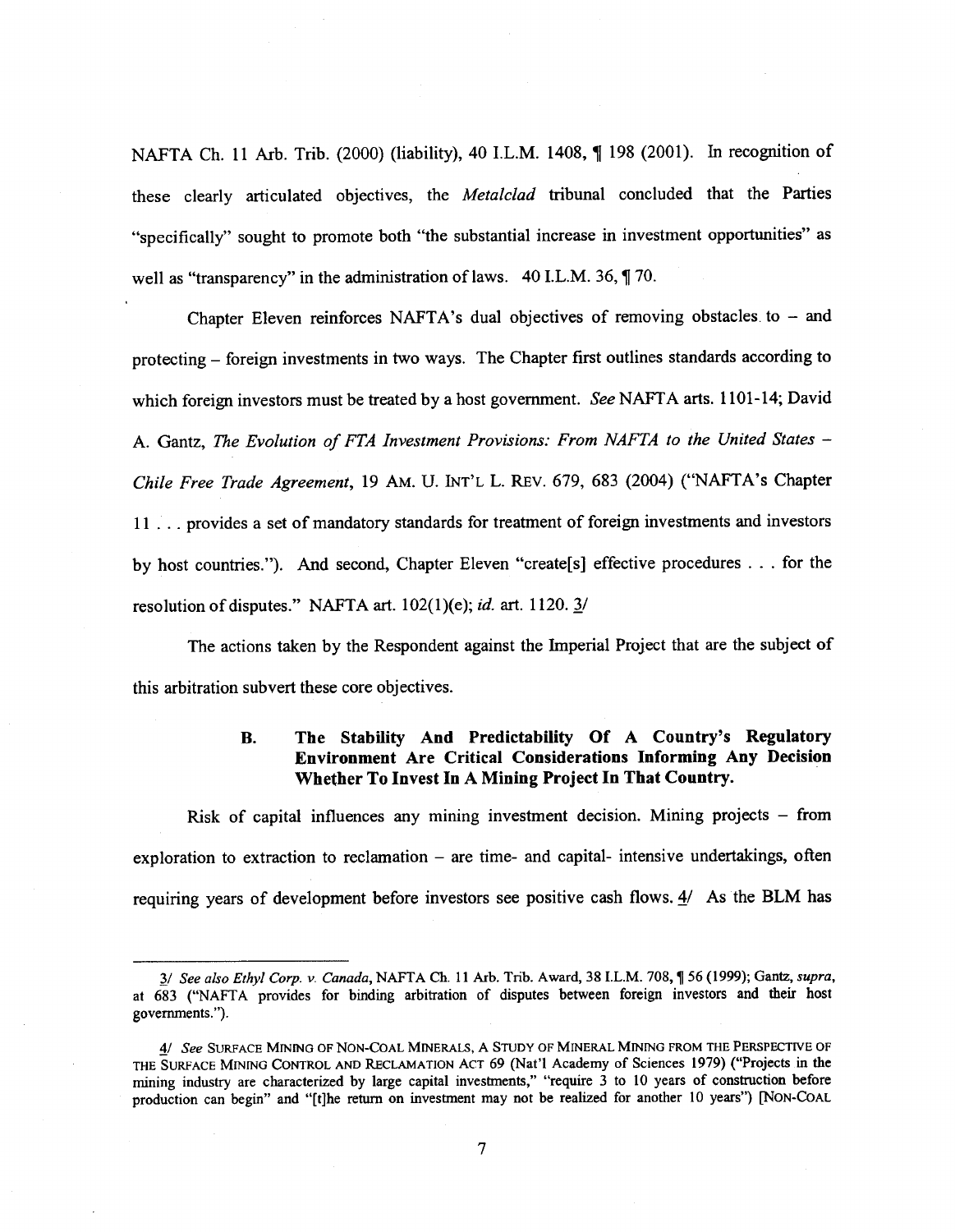NAFTA Ch. 11 Arb. Trib. (2000) (liability), 40 I.L.M. 1408, ¶ 198 (2001). In recognition of these clearly articulated objectives, the *Metalclad* tribunal concluded that the Parties "specifically" sought to promote both "the substantial increase in investment opportunities" as well as "transparency" in the administration of laws. 40 I.L.M. 36, ¶ 70.

Chapter Eleven reinforces NAFTA's dual objectives of removing obstacles to – and protecting – foreign investments in two ways. The Chapter first outlines standards according to which foreign investors must be treated by a host government. *See* NAFTA arts. 1101-14; David A. Gantz, *The Evolution of FTA Investment Provisions: From NAFTA to the United States – Chile Free Trade Agreement*, 19 AM. U. INT'L L. REV. 679, 683 (2004) ("NAFTA's Chapter 11 . . . provides a set of mandatory standards for treatment of foreign investments and investors by host countries."). And second, Chapter Eleven "create[s] effective procedures . . . for the resolution of disputes." NAFTA art. 102(1)(e); *id.* art. 1120. 3/

The actions taken by the Respondent against the Imperial Project that are the subject of this arbitration subvert these core objectives.

### B. The Stability And Predictability Of A Country's Regulatory Environment Are Critical Considerations Informing Any Decision Whether To Invest In A Mining Project In That Country.

Risk of capital influences any mining investment decision. Mining projects – from exploration to extraction to reclamation – are time- and capital- intensive undertakings, often requiring years of development before investors see positive cash flows. 4/ As the BLM has

---

3/ *See also Ethyl Corp. v. Canada*, NAFTA Ch. 11 Arb. Trib. Award, 38 I.L.M. 708, ¶ 56 (1999); Gantz, *supra*, at 683 ("NAFTA provides for binding arbitration of disputes between foreign investors and their host governments.").

4/ *See* SURFACE MINING OF NON-COAL MINERALS, A STUDY OF MINERAL MINING FROM THE PERSPECTIVE OF THE SURFACE MINING CONTROL AND RECLAMATION ACT 69 (Nat'l Academy of Sciences 1979) ("Projects in the mining industry are characterized by large capital investments," "require 3 to 10 years of construction before production can begin" and "[t]he return on investment may not be realized for another 10 years") [NON-COAL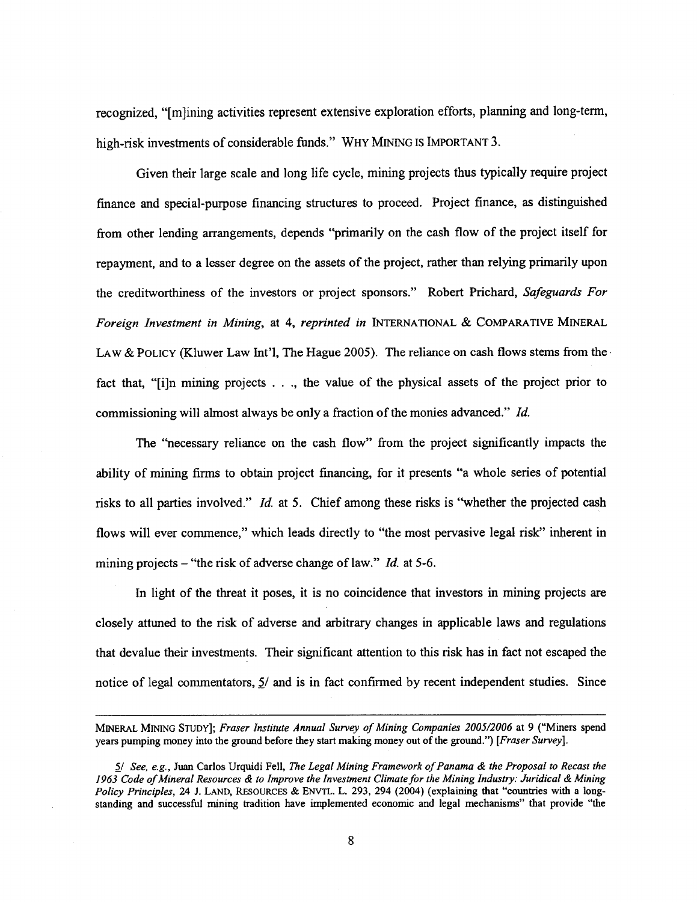recognized, "[m]ining activities represent extensive exploration efforts, planning and long-term, high-risk investments of considerable funds." WHY MINING IS IMPORTANT 3.

Given their large scale and long life cycle, mining projects thus typically require project finance and special-purpose financing structures to proceed. Project finance, as distinguished from other lending arrangements, depends "primarily on the cash flow of the project itself for repayment, and to a lesser degree on the assets of the project, rather than relying primarily upon the creditworthiness of the investors or project sponsors." Robert Prichard, *Safeguards For Foreign Investment in Mining*, at 4, *reprinted in* INTERNATIONAL & COMPARATIVE MINERAL LAW & POLICY (Kluwer Law Int'l, The Hague 2005). The reliance on cash flows stems from the fact that, "[i]n mining projects . . ., the value of the physical assets of the project prior to commissioning will almost always be only a fraction of the monies advanced." *Id.*

The "necessary reliance on the cash flow" from the project significantly impacts the ability of mining firms to obtain project financing, for it presents "a whole series of potential risks to all parties involved." *Id.* at 5. Chief among these risks is "whether the projected cash flows will ever commence," which leads directly to "the most pervasive legal risk" inherent in mining projects – "the risk of adverse change of law." *Id.* at 5-6.

In light of the threat it poses, it is no coincidence that investors in mining projects are closely attuned to the risk of adverse and arbitrary changes in applicable laws and regulations that devalue their investments. Their significant attention to this risk has in fact not escaped the notice of legal commentators, 5/ and is in fact confirmed by recent independent studies. Since

---

MINERAL MINING STUDY]; *Fraser Institute Annual Survey of Mining Companies 2005/2006* at 9 ("Miners spend years pumping money into the ground before they start making money out of the ground.") [*Fraser Survey*].

5/ *See, e.g.*, Juan Carlos Urquidi Fell, *The Legal Mining Framework of Panama & the Proposal to Recast the 1963 Code of Mineral Resources & to Improve the Investment Climate for the Mining Industry: Juridical & Mining Policy Principles*, 24 J. LAND, RESOURCES & ENVTL. L. 293, 294 (2004) (explaining that "countries with a long-standing and successful mining tradition have implemented economic and legal mechanisms" that provide "the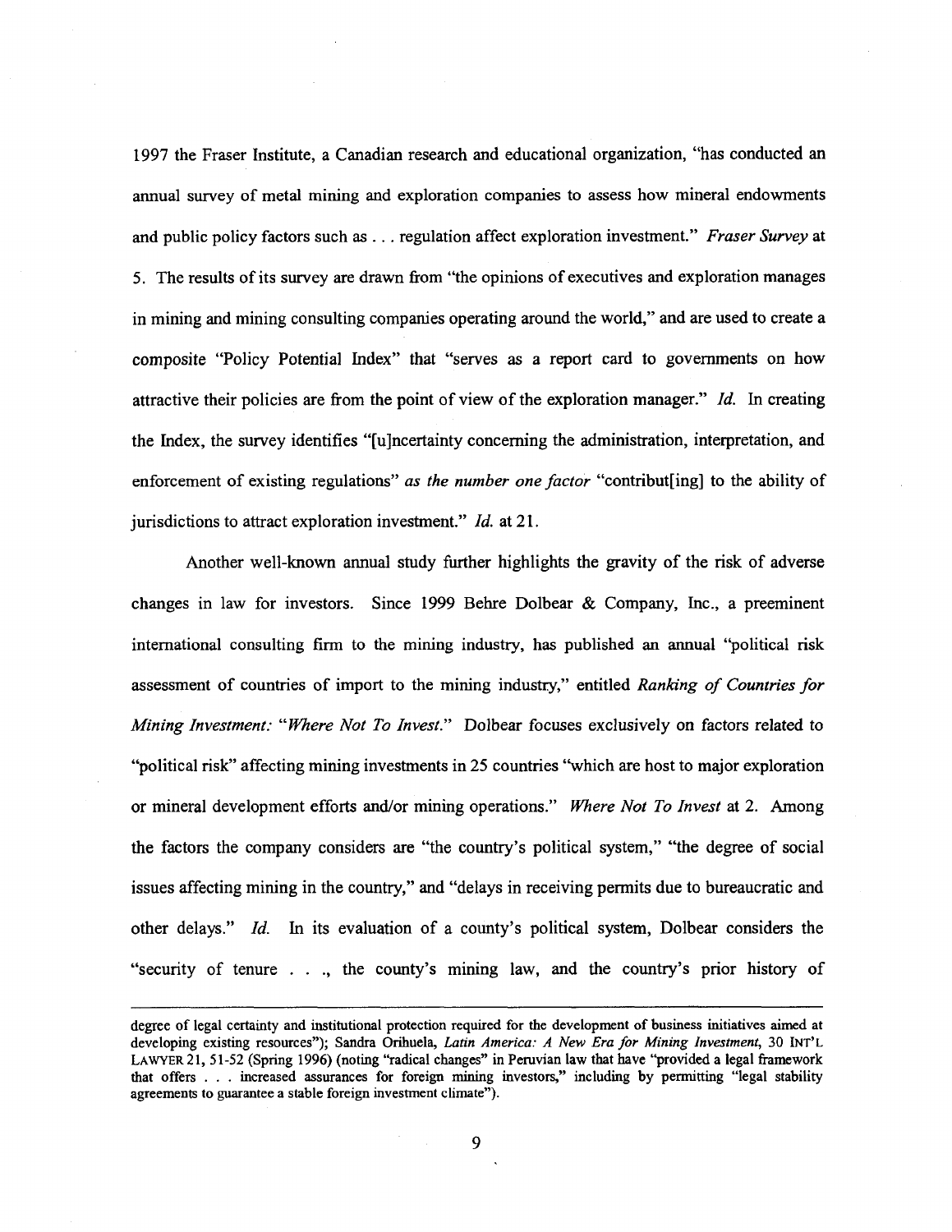1997 the Fraser Institute, a Canadian research and educational organization, "has conducted an annual survey of metal mining and exploration companies to assess how mineral endowments and public policy factors such as . . . regulation affect exploration investment." *Fraser Survey* at 5. The results of its survey are drawn from "the opinions of executives and exploration manages in mining and mining consulting companies operating around the world," and are used to create a composite "Policy Potential Index" that "serves as a report card to governments on how attractive their policies are from the point of view of the exploration manager." *Id.* In creating the Index, the survey identifies "[u]ncertainty concerning the administration, interpretation, and enforcement of existing regulations" *as the number one factor* "contribut[ing] to the ability of jurisdictions to attract exploration investment." *Id.* at 21.

Another well-known annual study further highlights the gravity of the risk of adverse changes in law for investors. Since 1999 Behre Dolbear & Company, Inc., a preeminent international consulting firm to the mining industry, has published an annual "political risk assessment of countries of import to the mining industry," entitled *Ranking of Countries for Mining Investment: "Where Not To Invest."* Dolbear focuses exclusively on factors related to "political risk" affecting mining investments in 25 countries "which are host to major exploration or mineral development efforts and/or mining operations." *Where Not To Invest* at 2. Among the factors the company considers are "the country's political system," "the degree of social issues affecting mining in the country," and "delays in receiving permits due to bureaucratic and other delays." *Id.* In its evaluation of a county's political system, Dolbear considers the "security of tenure . . ., the county's mining law, and the country's prior history of

---

degree of legal certainty and institutional protection required for the development of business initiatives aimed at developing existing resources"); Sandra Orihuela, *Latin America: A New Era for Mining Investment*, 30 INT'L LAWYER 21, 51-52 (Spring 1996) (noting "radical changes" in Peruvian law that have "provided a legal framework that offers . . . increased assurances for foreign mining investors," including by permitting "legal stability agreements to guarantee a stable foreign investment climate").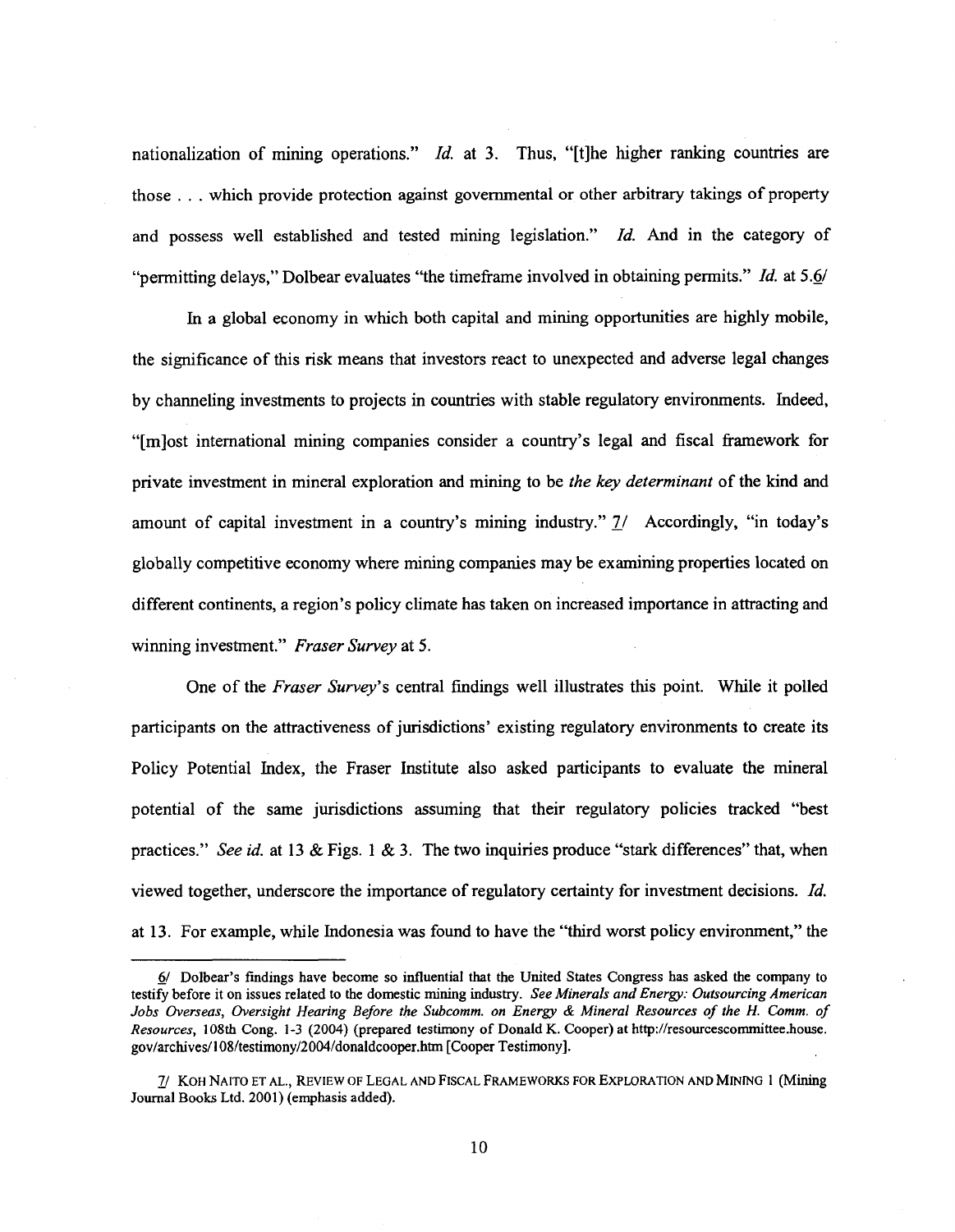nationalization of mining operations." *Id.* at 3. Thus, "[t]he higher ranking countries are those . . . which provide protection against governmental or other arbitrary takings of property and possess well established and tested mining legislation." *Id.* And in the category of "permitting delays," Dolbear evaluates "the timeframe involved in obtaining permits." *Id.* at 5.6/

In a global economy in which both capital and mining opportunities are highly mobile, the significance of this risk means that investors react to unexpected and adverse legal changes by channeling investments to projects in countries with stable regulatory environments. Indeed, "[m]ost international mining companies consider a country's legal and fiscal framework for private investment in mineral exploration and mining to be *the key determinant* of the kind and amount of capital investment in a country's mining industry." 7/ Accordingly, "in today's globally competitive economy where mining companies may be examining properties located on different continents, a region's policy climate has taken on increased importance in attracting and winning investment." *Fraser Survey* at 5.

One of the *Fraser Survey*'s central findings well illustrates this point. While it polled participants on the attractiveness of jurisdictions' existing regulatory environments to create its Policy Potential Index, the Fraser Institute also asked participants to evaluate the mineral potential of the same jurisdictions assuming that their regulatory policies tracked "best practices." *See id.* at 13 & Figs. 1 & 3. The two inquiries produce "stark differences" that, when viewed together, underscore the importance of regulatory certainty for investment decisions. *Id.* at 13. For example, while Indonesia was found to have the "third worst policy environment," the

---

6/ Dolbear's findings have become so influential that the United States Congress has asked the company to testify before it on issues related to the domestic mining industry. *See Minerals and Energy: Outsourcing American Jobs Overseas, Oversight Hearing Before the Subcomm. on Energy & Mineral Resources of the H. Comm. of Resources*, 108th Cong. 1-3 (2004) (prepared testimony of Donald K. Cooper) at http://resourcescommittee.house.gov/archives/108/testimony/2004/donaldcooper.htm [Cooper Testimony].

7/ KOH NAITO ET AL., REVIEW OF LEGAL AND FISCAL FRAMEWORKS FOR EXPLORATION AND MINING 1 (Mining Journal Books Ltd. 2001) (emphasis added).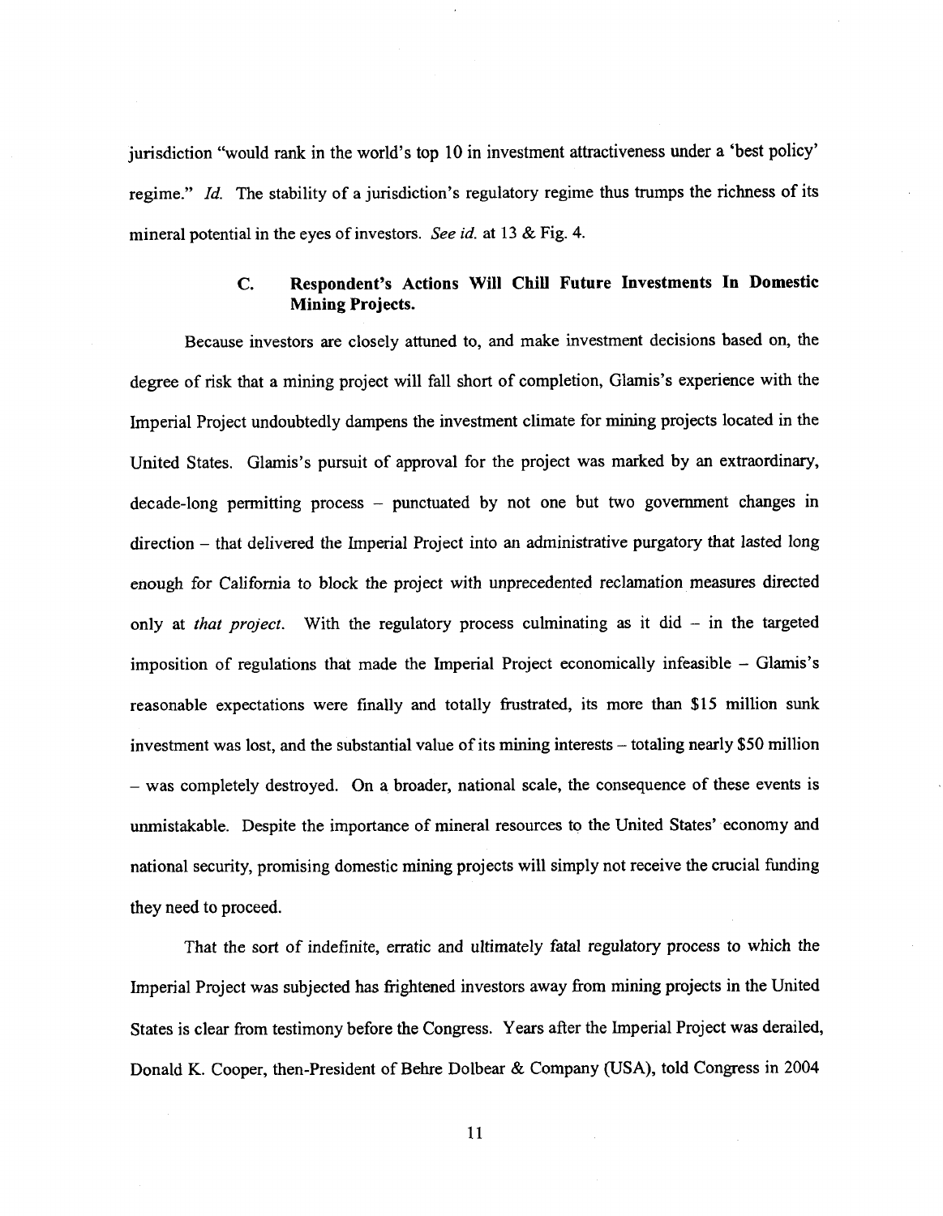jurisdiction "would rank in the world's top 10 in investment attractiveness under a 'best policy' regime." *Id.* The stability of a jurisdiction's regulatory regime thus trumps the richness of its mineral potential in the eyes of investors. *See id.* at 13 & Fig. 4.

### C. Respondent's Actions Will Chill Future Investments In Domestic Mining Projects.

Because investors are closely attuned to, and make investment decisions based on, the degree of risk that a mining project will fall short of completion, Glamis's experience with the Imperial Project undoubtedly dampens the investment climate for mining projects located in the United States. Glamis's pursuit of approval for the project was marked by an extraordinary, decade-long permitting process – punctuated by not one but two government changes in direction – that delivered the Imperial Project into an administrative purgatory that lasted long enough for California to block the project with unprecedented reclamation measures directed only at *that project*. With the regulatory process culminating as it did – in the targeted imposition of regulations that made the Imperial Project economically infeasible – Glamis's reasonable expectations were finally and totally frustrated, its more than $15 million sunk investment was lost, and the substantial value of its mining interests – totaling nearly $50 million – was completely destroyed. On a broader, national scale, the consequence of these events is unmistakable. Despite the importance of mineral resources to the United States' economy and national security, promising domestic mining projects will simply not receive the crucial funding they need to proceed.

That the sort of indefinite, erratic and ultimately fatal regulatory process to which the Imperial Project was subjected has frightened investors away from mining projects in the United States is clear from testimony before the Congress. Years after the Imperial Project was derailed, Donald K. Cooper, then-President of Behre Dolbear & Company (USA), told Congress in 2004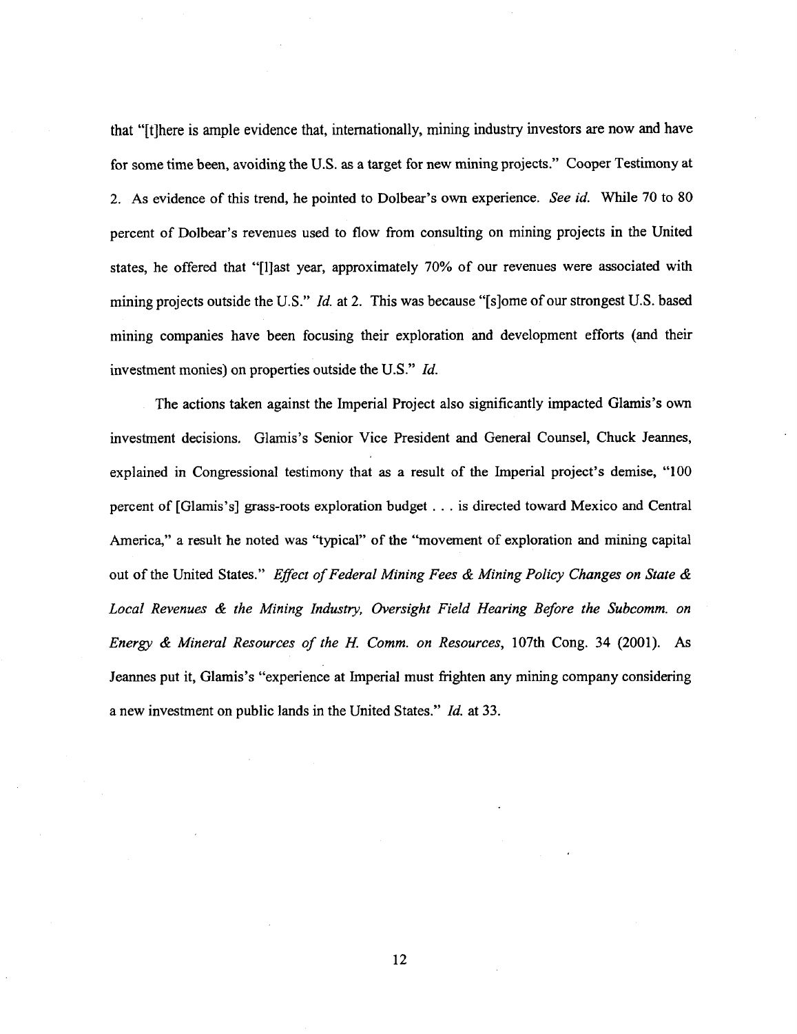that "[t]here is ample evidence that, internationally, mining industry investors are now and have for some time been, avoiding the U.S. as a target for new mining projects." Cooper Testimony at 2. As evidence of this trend, he pointed to Dolbear's own experience. *See id.* While 70 to 80 percent of Dolbear's revenues used to flow from consulting on mining projects in the United states, he offered that "[l]ast year, approximately 70% of our revenues were associated with mining projects outside the U.S." *Id.* at 2. This was because "[s]ome of our strongest U.S. based mining companies have been focusing their exploration and development efforts (and their investment monies) on properties outside the U.S." *Id.*

The actions taken against the Imperial Project also significantly impacted Glamis's own investment decisions. Glamis's Senior Vice President and General Counsel, Chuck Jeannes, explained in Congressional testimony that as a result of the Imperial project's demise, "100 percent of [Glamis's] grass-roots exploration budget . . . is directed toward Mexico and Central America," a result he noted was "typical" of the "movement of exploration and mining capital out of the United States." *Effect of Federal Mining Fees & Mining Policy Changes on State & Local Revenues & the Mining Industry, Oversight Field Hearing Before the Subcomm. on Energy & Mineral Resources of the H. Comm. on Resources*, 107th Cong. 34 (2001). As Jeannes put it, Glamis's "experience at Imperial must frighten any mining company considering a new investment on public lands in the United States." *Id.* at 33.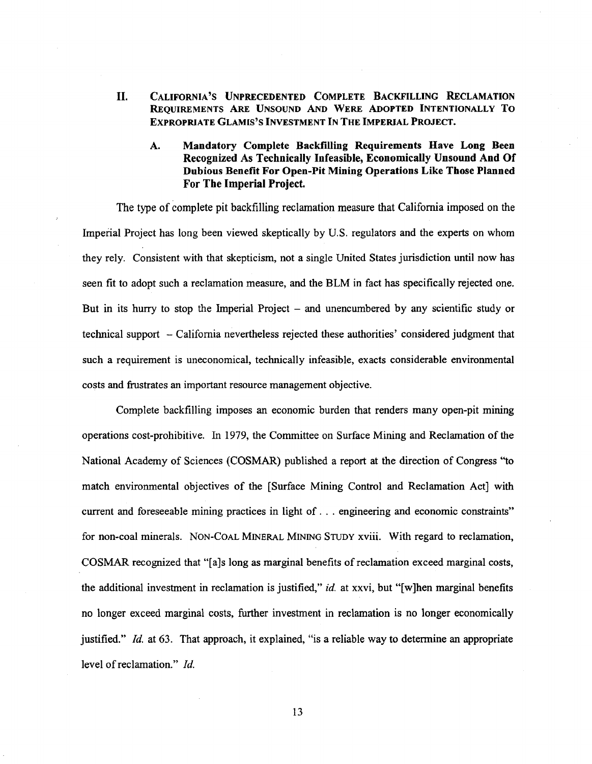## II. CALIFORNIA'S UNPRECEDENTED COMPLETE BACKFILLING RECLAMATION REQUIREMENTS ARE UNSOUND AND WERE ADOPTED INTENTIONALLY TO EXPROPRIATE GLAMIS'S INVESTMENT IN THE IMPERIAL PROJECT.

### A. Mandatory Complete Backfilling Requirements Have Long Been Recognized As Technically Infeasible, Economically Unsound And Of Dubious Benefit For Open-Pit Mining Operations Like Those Planned For The Imperial Project.

The type of complete pit backfilling reclamation measure that California imposed on the Imperial Project has long been viewed skeptically by U.S. regulators and the experts on whom they rely. Consistent with that skepticism, not a single United States jurisdiction until now has seen fit to adopt such a reclamation measure, and the BLM in fact has specifically rejected one. But in its hurry to stop the Imperial Project – and unencumbered by any scientific study or technical support – California nevertheless rejected these authorities' considered judgment that such a requirement is uneconomical, technically infeasible, exacts considerable environmental costs and frustrates an important resource management objective.

Complete backfilling imposes an economic burden that renders many open-pit mining operations cost-prohibitive. In 1979, the Committee on Surface Mining and Reclamation of the National Academy of Sciences (COSMAR) published a report at the direction of Congress "to match environmental objectives of the [Surface Mining Control and Reclamation Act] with current and foreseeable mining practices in light of . . . engineering and economic constraints" for non-coal minerals. NON-COAL MINERAL MINING STUDY xviii. With regard to reclamation, COSMAR recognized that "[a]s long as marginal benefits of reclamation exceed marginal costs, the additional investment in reclamation is justified," *id.* at xxvi, but "[w]hen marginal benefits no longer exceed marginal costs, further investment in reclamation is no longer economically justified." *Id.* at 63. That approach, it explained, "is a reliable way to determine an appropriate level of reclamation." *Id.*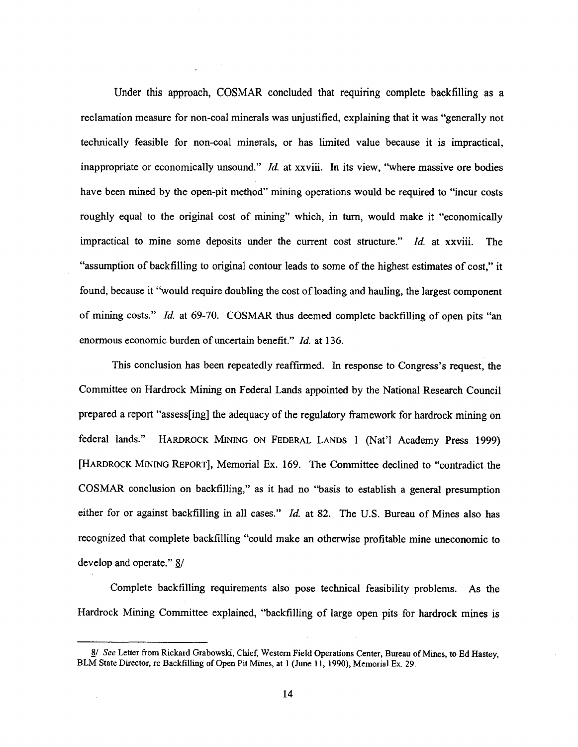Under this approach, COSMAR concluded that requiring complete backfilling as a reclamation measure for non-coal minerals was unjustified, explaining that it was "generally not technically feasible for non-coal minerals, or has limited value because it is impractical, inappropriate or economically unsound." *Id.* at xxviii. In its view, "where massive ore bodies have been mined by the open-pit method" mining operations would be required to "incur costs roughly equal to the original cost of mining" which, in turn, would make it "economically impractical to mine some deposits under the current cost structure." *Id.* at xxviii. The "assumption of backfilling to original contour leads to some of the highest estimates of cost," it found, because it "would require doubling the cost of loading and hauling, the largest component of mining costs." *Id.* at 69-70. COSMAR thus deemed complete backfilling of open pits "an enormous economic burden of uncertain benefit." *Id.* at 136.

This conclusion has been repeatedly reaffirmed. In response to Congress's request, the Committee on Hardrock Mining on Federal Lands appointed by the National Research Council prepared a report "assess[ing] the adequacy of the regulatory framework for hardrock mining on federal lands." HARDROCK MINING ON FEDERAL LANDS 1 (Nat'l Academy Press 1999) [HARDROCK MINING REPORT], Memorial Ex. 169. The Committee declined to "contradict the COSMAR conclusion on backfilling," as it had no "basis to establish a general presumption either for or against backfilling in all cases." *Id.* at 82. The U.S. Bureau of Mines also has recognized that complete backfilling "could make an otherwise profitable mine uneconomic to develop and operate." 8/

Complete backfilling requirements also pose technical feasibility problems. As the Hardrock Mining Committee explained, "backfilling of large open pits for hardrock mines is

---

8/ *See* Letter from Rickard Grabowski, Chief, Western Field Operations Center, Bureau of Mines, to Ed Hastey, BLM State Director, re Backfilling of Open Pit Mines, at 1 (June 11, 1990), Memorial Ex. 29.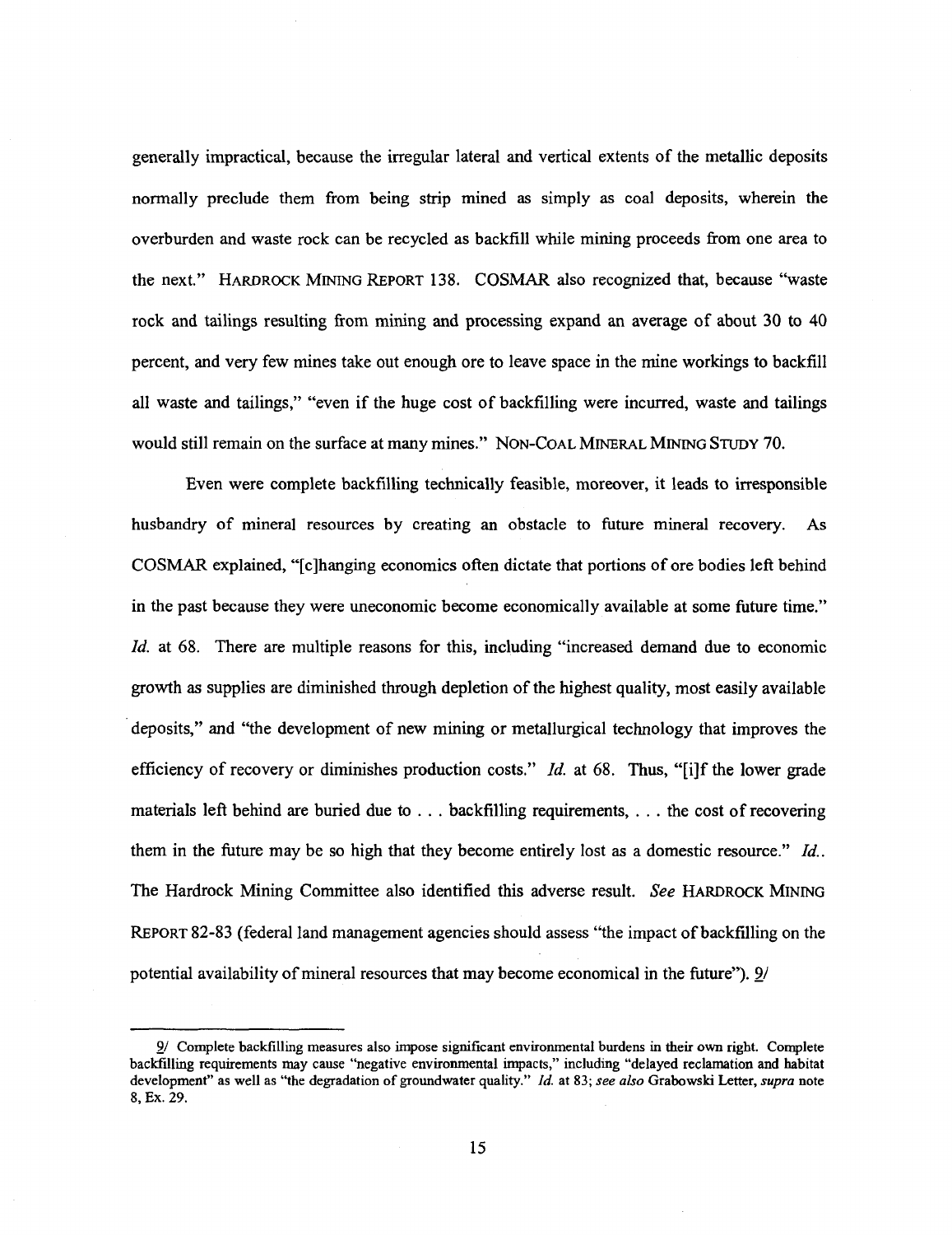generally impractical, because the irregular lateral and vertical extents of the metallic deposits normally preclude them from being strip mined as simply as coal deposits, wherein the overburden and waste rock can be recycled as backfill while mining proceeds from one area to the next." HARDROCK MINING REPORT 138. COSMAR also recognized that, because "waste rock and tailings resulting from mining and processing expand an average of about 30 to 40 percent, and very few mines take out enough ore to leave space in the mine workings to backfill all waste and tailings," "even if the huge cost of backfilling were incurred, waste and tailings would still remain on the surface at many mines." NON-COAL MINERAL MINING STUDY 70.

Even were complete backfilling technically feasible, moreover, it leads to irresponsible husbandry of mineral resources by creating an obstacle to future mineral recovery. As COSMAR explained, "[c]hanging economics often dictate that portions of ore bodies left behind in the past because they were uneconomic become economically available at some future time." *Id.* at 68. There are multiple reasons for this, including "increased demand due to economic growth as supplies are diminished through depletion of the highest quality, most easily available deposits," and "the development of new mining or metallurgical technology that improves the efficiency of recovery or diminishes production costs." *Id.* at 68. Thus, "[i]f the lower grade materials left behind are buried due to . . . backfilling requirements, . . . the cost of recovering them in the future may be so high that they become entirely lost as a domestic resource." *Id.*. The Hardrock Mining Committee also identified this adverse result. *See* HARDROCK MINING REPORT 82-83 (federal land management agencies should assess "the impact of backfilling on the potential availability of mineral resources that may become economical in the future"). 9/

---

9/ Complete backfilling measures also impose significant environmental burdens in their own right. Complete backfilling requirements may cause "negative environmental impacts," including "delayed reclamation and habitat development" as well as "the degradation of groundwater quality." *Id.* at 83; *see also* Grabowski Letter, *supra* note 8, Ex. 29.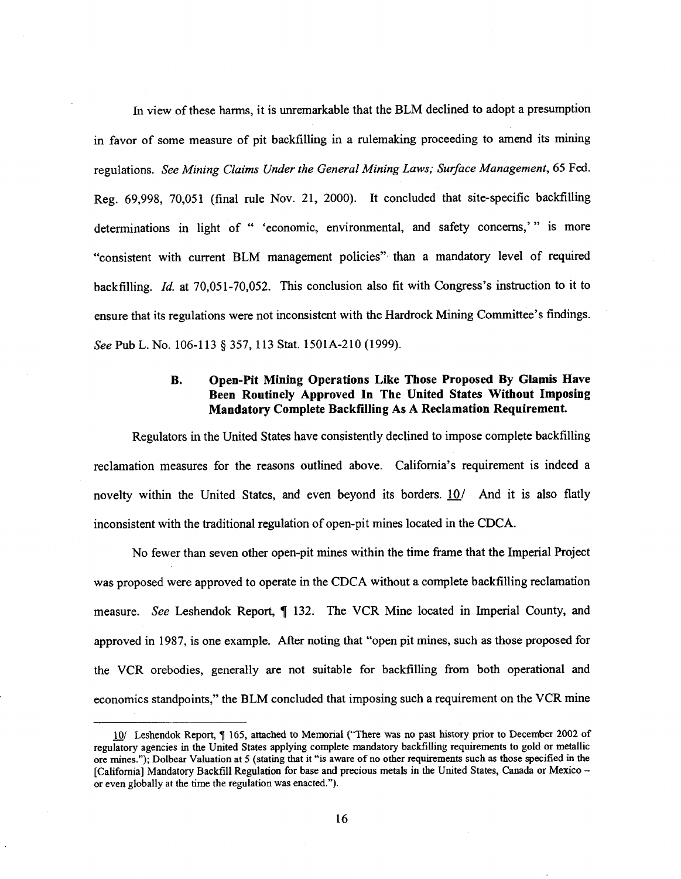In view of these harms, it is unremarkable that the BLM declined to adopt a presumption in favor of some measure of pit backfilling in a rulemaking proceeding to amend its mining regulations. *See Mining Claims Under the General Mining Laws; Surface Management*, 65 Fed. Reg. 69,998, 70,051 (final rule Nov. 21, 2000). It concluded that site-specific backfilling determinations in light of " 'economic, environmental, and safety concerns,' " is more "consistent with current BLM management policies" than a mandatory level of required backfilling. *Id.* at 70,051-70,052. This conclusion also fit with Congress's instruction to it to ensure that its regulations were not inconsistent with the Hardrock Mining Committee's findings. *See* Pub L. No. 106-113 § 357, 113 Stat. 1501A-210 (1999).

### B. Open-Pit Mining Operations Like Those Proposed By Glamis Have Been Routinely Approved In The United States Without Imposing Mandatory Complete Backfilling As A Reclamation Requirement.

Regulators in the United States have consistently declined to impose complete backfilling reclamation measures for the reasons outlined above. California's requirement is indeed a novelty within the United States, and even beyond its borders. 10/ And it is also flatly inconsistent with the traditional regulation of open-pit mines located in the CDCA.

No fewer than seven other open-pit mines within the time frame that the Imperial Project was proposed were approved to operate in the CDCA without a complete backfilling reclamation measure. *See* Leshendok Report, ¶ 132. The VCR Mine located in Imperial County, and approved in 1987, is one example. After noting that "open pit mines, such as those proposed for the VCR orebodies, generally are not suitable for backfilling from both operational and economics standpoints," the BLM concluded that imposing such a requirement on the VCR mine

---

10/ Leshendok Report, ¶ 165, attached to Memorial ("There was no past history prior to December 2002 of regulatory agencies in the United States applying complete mandatory backfilling requirements to gold or metallic ore mines."); Dolbear Valuation at 5 (stating that it "is aware of no other requirements such as those specified in the [California] Mandatory Backfill Regulation for base and precious metals in the United States, Canada or Mexico – or even globally at the time the regulation was enacted.").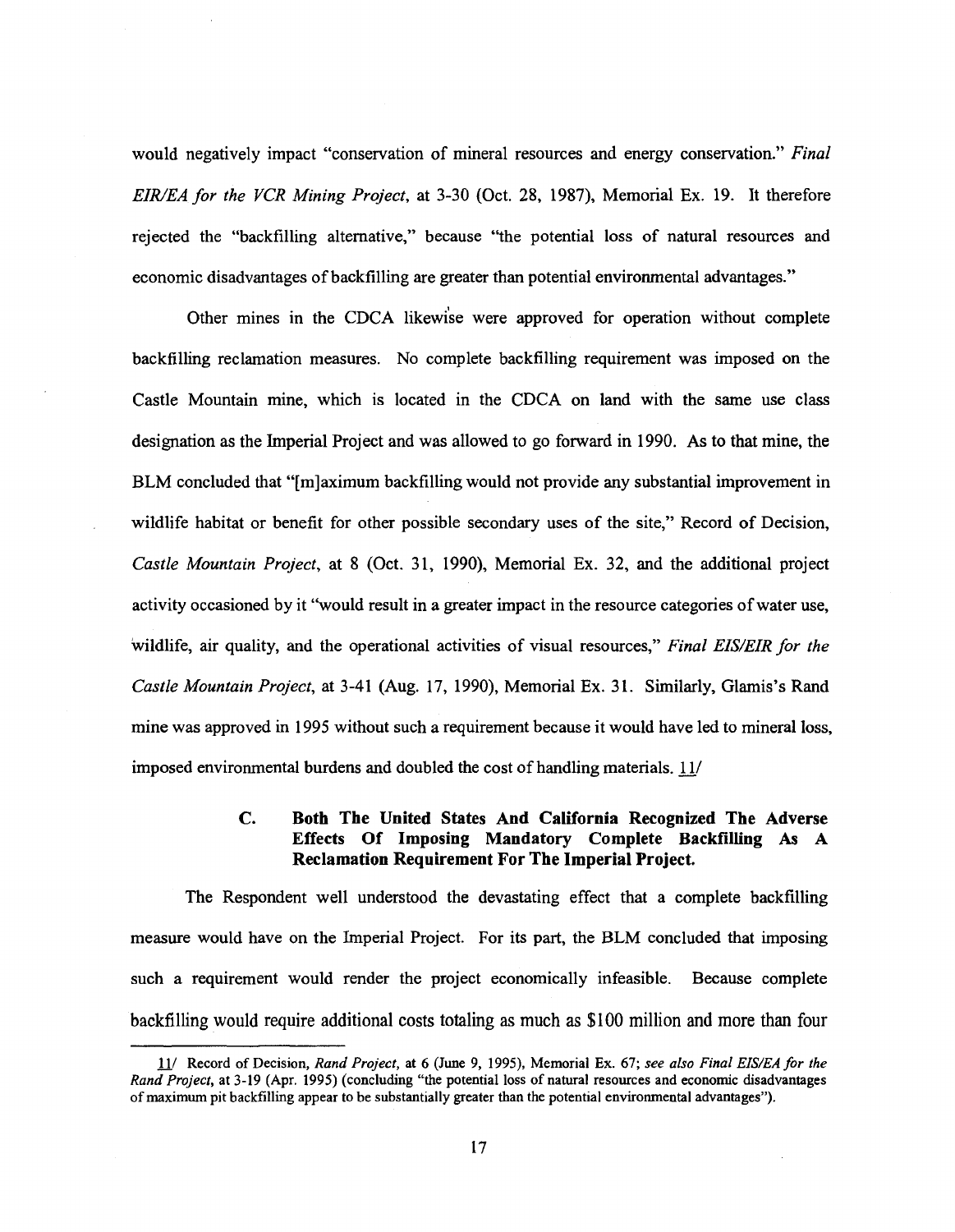would negatively impact "conservation of mineral resources and energy conservation." *Final EIR/EA for the VCR Mining Project*, at 3-30 (Oct. 28, 1987), Memorial Ex. 19. It therefore rejected the "backfilling alternative," because "the potential loss of natural resources and economic disadvantages of backfilling are greater than potential environmental advantages."

Other mines in the CDCA likewise were approved for operation without complete backfilling reclamation measures. No complete backfilling requirement was imposed on the Castle Mountain mine, which is located in the CDCA on land with the same use class designation as the Imperial Project and was allowed to go forward in 1990. As to that mine, the BLM concluded that "[m]aximum backfilling would not provide any substantial improvement in wildlife habitat or benefit for other possible secondary uses of the site," Record of Decision, *Castle Mountain Project*, at 8 (Oct. 31, 1990), Memorial Ex. 32, and the additional project activity occasioned by it "would result in a greater impact in the resource categories of water use, wildlife, air quality, and the operational activities of visual resources," *Final EIS/EIR for the Castle Mountain Project*, at 3-41 (Aug. 17, 1990), Memorial Ex. 31. Similarly, Glamis's Rand mine was approved in 1995 without such a requirement because it would have led to mineral loss, imposed environmental burdens and doubled the cost of handling materials. 11/

### C. Both The United States And California Recognized The Adverse Effects Of Imposing Mandatory Complete Backfilling As A Reclamation Requirement For The Imperial Project.

The Respondent well understood the devastating effect that a complete backfilling measure would have on the Imperial Project. For its part, the BLM concluded that imposing such a requirement would render the project economically infeasible. Because complete backfilling would require additional costs totaling as much as $100 million and more than four

---

11/ Record of Decision, *Rand Project*, at 6 (June 9, 1995), Memorial Ex. 67; *see also Final EIS/EA for the Rand Project*, at 3-19 (Apr. 1995) (concluding "the potential loss of natural resources and economic disadvantages of maximum pit backfilling appear to be substantially greater than the potential environmental advantages").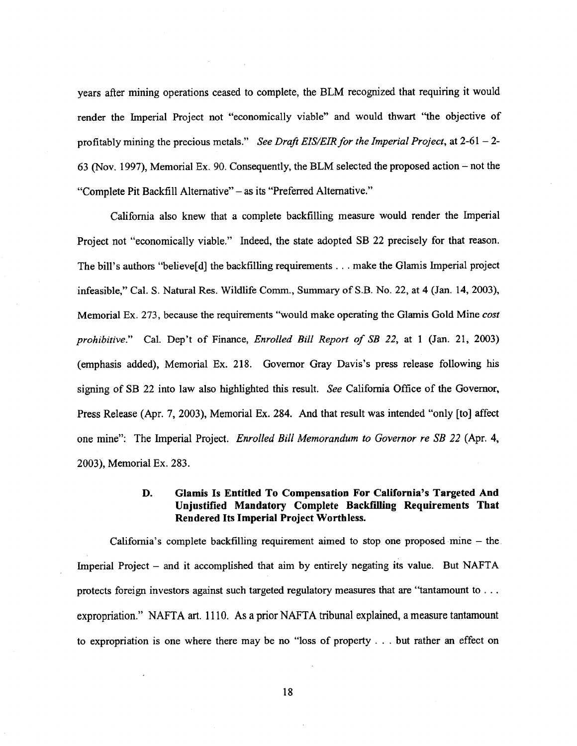years after mining operations ceased to complete, the BLM recognized that requiring it would render the Imperial Project not "economically viable" and would thwart "the objective of profitably mining the precious metals." *See Draft EIS/EIR for the Imperial Project*, at 2-61 – 2-63 (Nov. 1997), Memorial Ex. 90. Consequently, the BLM selected the proposed action – not the "Complete Pit Backfill Alternative" – as its "Preferred Alternative."

California also knew that a complete backfilling measure would render the Imperial Project not "economically viable." Indeed, the state adopted SB 22 precisely for that reason. The bill's authors "believe[d] the backfilling requirements . . . make the Glamis Imperial project infeasible," Cal. S. Natural Res. Wildlife Comm., Summary of S.B. No. 22, at 4 (Jan. 14, 2003), Memorial Ex. 273, because the requirements "would make operating the Glamis Gold Mine *cost prohibitive*." Cal. Dep't of Finance, *Enrolled Bill Report of SB 22*, at 1 (Jan. 21, 2003) (emphasis added), Memorial Ex. 218. Governor Gray Davis's press release following his signing of SB 22 into law also highlighted this result. *See* California Office of the Governor, Press Release (Apr. 7, 2003), Memorial Ex. 284. And that result was intended "only [to] affect one mine": The Imperial Project. *Enrolled Bill Memorandum to Governor re SB 22* (Apr. 4, 2003), Memorial Ex. 283.

### D. Glamis Is Entitled To Compensation For California's Targeted And Unjustified Mandatory Complete Backfilling Requirements That Rendered Its Imperial Project Worthless.

California's complete backfilling requirement aimed to stop one proposed mine – the Imperial Project – and it accomplished that aim by entirely negating its value. But NAFTA protects foreign investors against such targeted regulatory measures that are "tantamount to . . . expropriation." NAFTA art. 1110. As a prior NAFTA tribunal explained, a measure tantamount to expropriation is one where there may be no "loss of property . . . but rather an effect on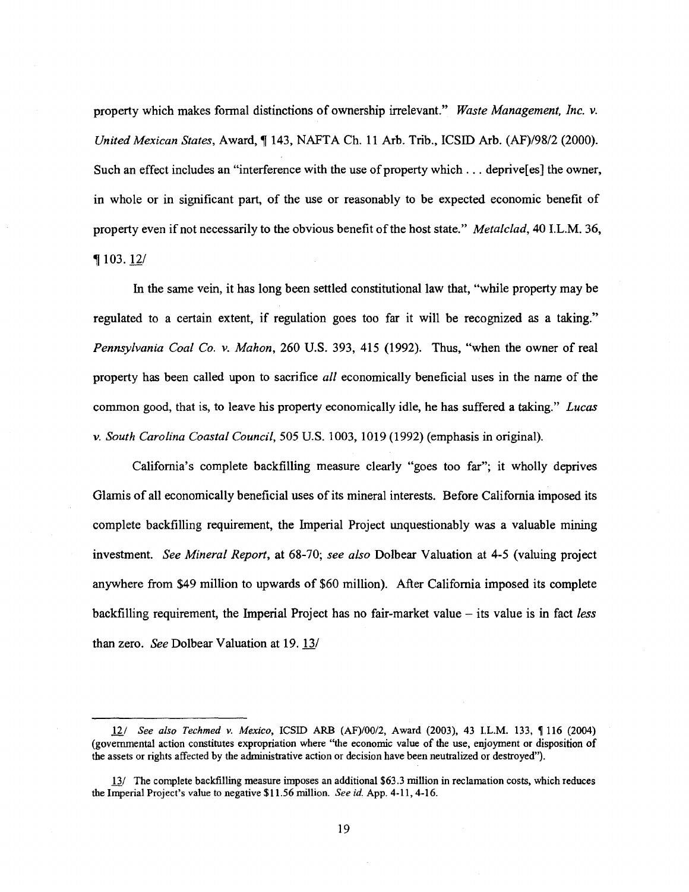property which makes formal distinctions of ownership irrelevant." *Waste Management, Inc. v. United Mexican States*, Award, ¶ 143, NAFTA Ch. 11 Arb. Trib., ICSID Arb. (AF)/98/2 (2000). Such an effect includes an "interference with the use of property which . . . deprive[es] the owner, in whole or in significant part, of the use or reasonably to be expected economic benefit of property even if not necessarily to the obvious benefit of the host state." *Metalclad*, 40 I.L.M. 36, ¶ 103. 12/

In the same vein, it has long been settled constitutional law that, "while property may be regulated to a certain extent, if regulation goes too far it will be recognized as a taking." *Pennsylvania Coal Co. v. Mahon*, 260 U.S. 393, 415 (1992). Thus, "when the owner of real property has been called upon to sacrifice *all* economically beneficial uses in the name of the common good, that is, to leave his property economically idle, he has suffered a taking." *Lucas v. South Carolina Coastal Council*, 505 U.S. 1003, 1019 (1992) (emphasis in original).

California's complete backfilling measure clearly "goes too far"; it wholly deprives Glamis of all economically beneficial uses of its mineral interests. Before California imposed its complete backfilling requirement, the Imperial Project unquestionably was a valuable mining investment. *See Mineral Report*, at 68-70; *see also* Dolbear Valuation at 4-5 (valuing project anywhere from $49 million to upwards of $60 million). After California imposed its complete backfilling requirement, the Imperial Project has no fair-market value – its value is in fact *less* than zero. *See* Dolbear Valuation at 19. 13/

---

12/ *See also Techmed v. Mexico*, ICSID ARB (AF)/00/2, Award (2003), 43 I.L.M. 133, ¶ 116 (2004) (governmental action constitutes expropriation where "the economic value of the use, enjoyment or disposition of the assets or rights affected by the administrative action or decision have been neutralized or destroyed").

13/ The complete backfilling measure imposes an additional $63.3 million in reclamation costs, which reduces the Imperial Project's value to negative $11.56 million. *See id.* App. 4-11, 4-16.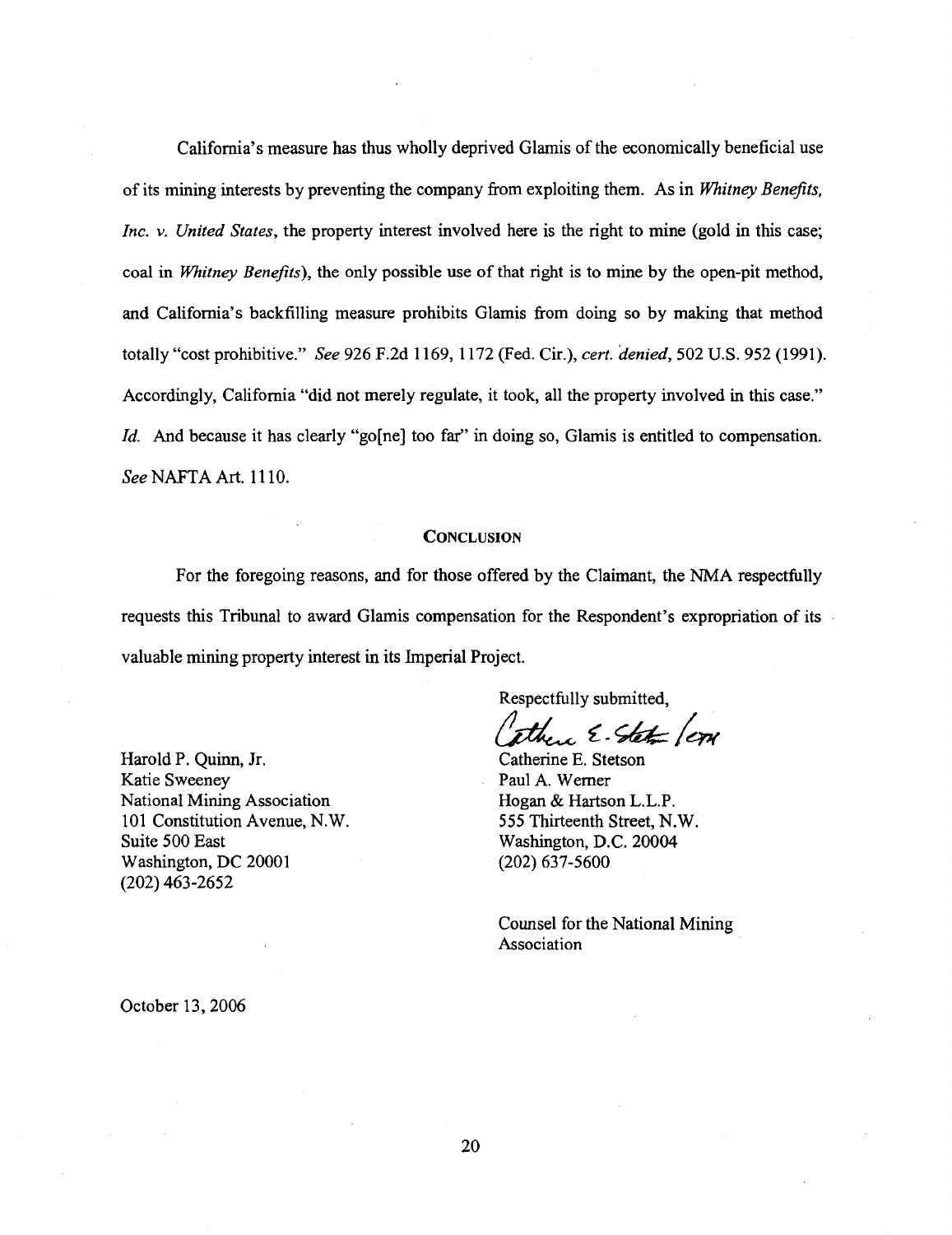California's measure has thus wholly deprived Glamis of the economically beneficial use of its mining interests by preventing the company from exploiting them. As in *Whitney Benefits, Inc. v. United States*, the property interest involved here is the right to mine (gold in this case; coal in *Whitney Benefits*), the only possible use of that right is to mine by the open-pit method, and California's backfilling measure prohibits Glamis from doing so by making that method totally "cost prohibitive." *See* 926 F.2d 1169, 1172 (Fed. Cir.), *cert. denied*, 502 U.S. 952 (1991). Accordingly, California "did not merely regulate, it took, all the property involved in this case." *Id.* And because it has clearly "go[ne] too far" in doing so, Glamis is entitled to compensation. *See* NAFTA Art. 1110.

## CONCLUSION

For the foregoing reasons, and for those offered by the Claimant, the NMA respectfully requests this Tribunal to award Glamis compensation for the Respondent's expropriation of its valuable mining property interest in its Imperial Project.

Respectfully submitted,

Catherine E. Stetson /cm

Harold P. Quinn, Jr.
Katie Sweeney
National Mining Association
101 Constitution Avenue, N.W.
Suite 500 East
Washington, DC 20001
(202) 463-2652

Catherine E. Stetson
Paul A. Werner
Hogan & Hartson L.L.P.
555 Thirteenth Street, N.W.
Washington, D.C. 20004
(202) 637-5600

Counsel for the National Mining Association

October 13, 2006